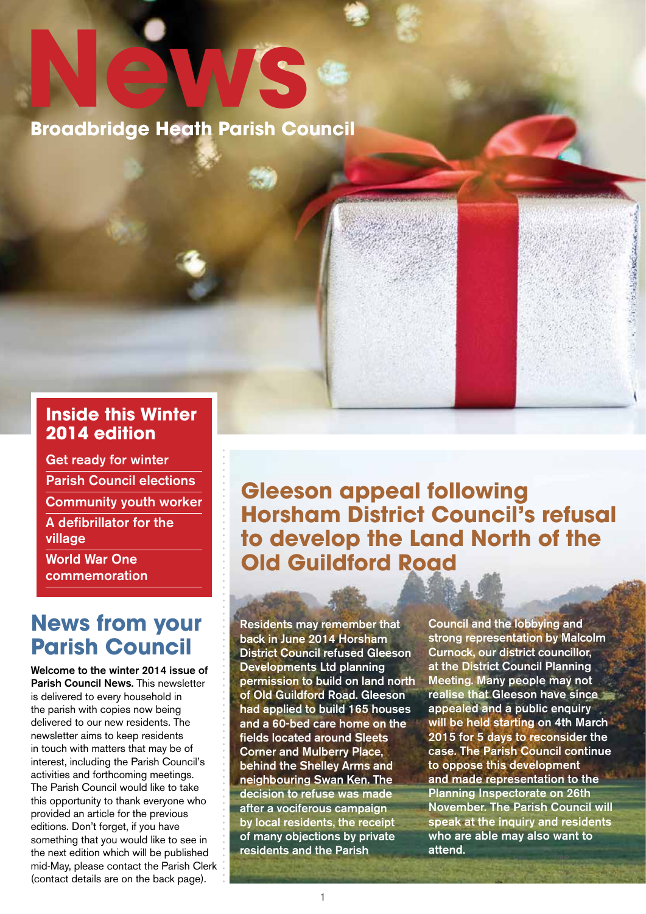# News

**Broadbridge Heath Parish Council**

## Inside this Winter 2014 edition

- Get ready for winter
- Parish Council elections
- Community youth worker
- A defibrillator for the village
- World War One commemoration

## News from your Parish Council

**Welcome to the winter 2014 issue of Parish Council News.** This newsletter is delivered to every household in the parish with copies now being delivered to our new residents. The newsletter aims to keep residents in touch with matters that may be of interest, including the Parish Council's activities and forthcoming meetings. The Parish Council would like to take this opportunity to thank everyone who provided an article for the previous editions. Don't forget, if you have something that you would like to see in the next edition which will be published mid-May, please contact the Parish Clerk (contact details are on the back page).

## Gleeson appeal following Horsham District Council's refusal to develop the Land North of the Old Guildford Road

Residents may remember that back in June 2014 Horsham District Council refused Gleeson Developments Ltd planning permission to build on land north of Old Guildford Road. Gleeson had applied to build 165 houses and a 60-bed care home on the fields located around Sleets Corner and Mulberry Place, behind the Shelley Arms and neighbouring Swan Ken. The decision to refuse was made after a vociferous campaign by local residents, the receipt of many objections by private residents and the Parish Council and the lobbying and strong representation by Malcolm Curnock, our district councillor, at the District Council Planning Meeting. Many people may not realise that Gleeson have since appealed and a public enquiry will be held starting on 4th March 2015 for 5 days to reconsider the case. The Parish Council continue to oppose this development and made representation to the Planning Inspectorate on 26th November. The Parish Council will speak at the inquiry and residents who are able may also want to attend.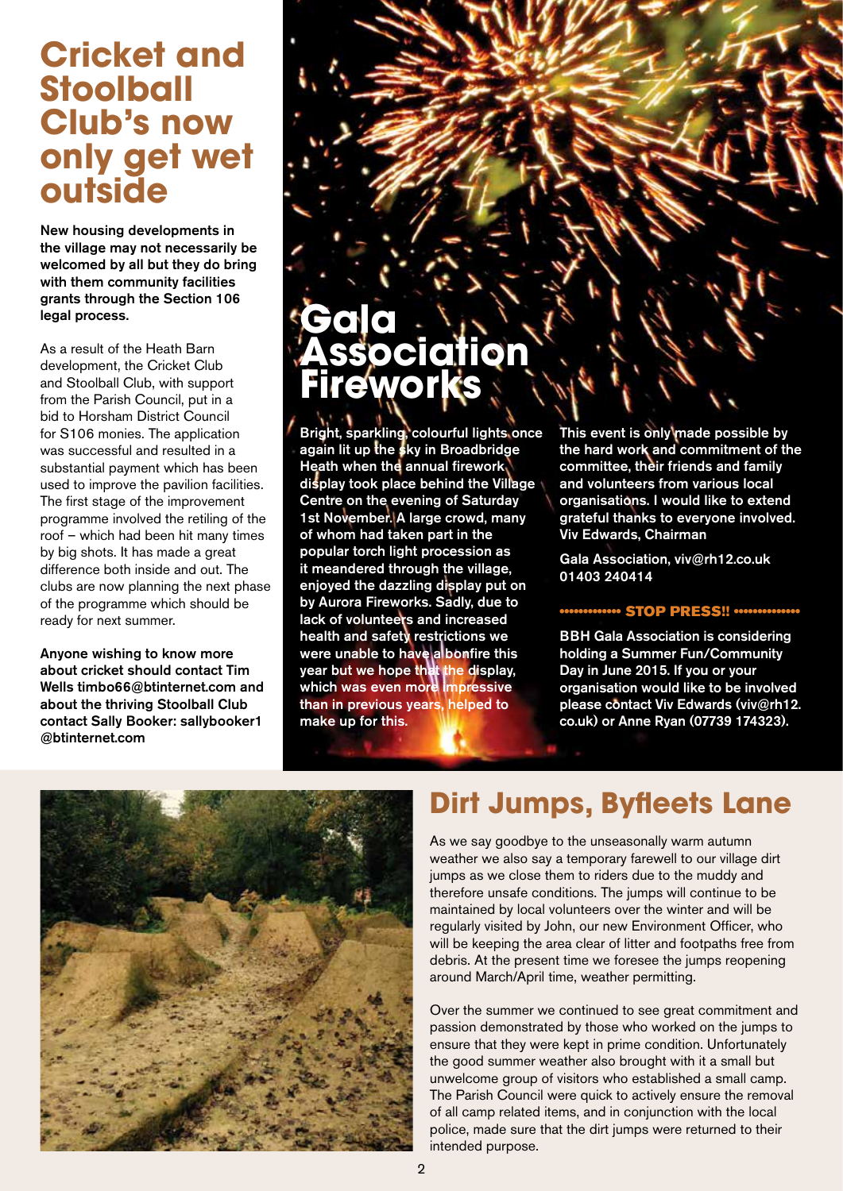# Cricket and Stoolball Club's now only get wet outside

**New housing developments in the village may not necessarily be welcomed by all but they do bring with them community facilities grants through the Section 106 legal process.**

As a result of the Heath Barn development, the Cricket Club and Stoolball Club, with support from the Parish Council, put in a bid to Horsham District Council for S106 monies. The application was successful and resulted in a substantial payment which has been used to improve the pavilion facilities. The first stage of the improvement programme involved the retiling of the roof – which had been hit many times by big shots. It has made a great difference both inside and out. The clubs are now planning the next phase of the programme which should be ready for next summer.

**Anyone wishing to know more about cricket should contact Tim Wells timbo66@btinternet.com and about the thriving Stoolball Club contact Sally Booker: sallybooker1@btinternet.com**

# Gala Association Fireworks

**Bright, sparkling, colourful lights once again lit up the sky in Broadbridge Heath when the annual firework display took place behind the Village Centre on the evening of Saturday 1st November. A large crowd, many of whom had taken part in the popular torch light procession as it meandered through the village, enjoyed the dazzling display put on by Aurora Fireworks. Sadly, due to lack of volunteers and increased health and safety restrictions we were unable to have a bonfire this year but we hope that the display, which was even more impressive than in previous years, helped to make up for this.**

**This event is only made possible by the hard work and commitment of the committee, their friends and family and volunteers from various local organisations. I would like to extend grateful thanks to everyone involved. Viv Edwards, Chairman**

**Gala Association, viv@rh12.co.uk 01403 240414**

**STOP PRESS!!**

**BBH Gala Association is considering holding a Summer Fun/Community Day in June 2015. If you or your organisation would like to be involved please contact Viv Edwards (viv@rh12.co.uk) or Anne Ryan (07739 174323).**

# Dirt Jumps, Byfleets Lane

As we say goodbye to the unseasonally warm autumn weather we also say a temporary farewell to our village dirt jumps as we close them to riders due to the muddy and therefore unsafe conditions. The jumps will continue to be maintained by local volunteers over the winter and will be regularly visited by John, our new Environment Officer, who will be keeping the area clear of litter and footpaths free from debris. At the present time we foresee the jumps reopening around March/April time, weather permitting.

Over the summer we continued to see great commitment and passion demonstrated by those who worked on the jumps to ensure that they were kept in prime condition. Unfortunately the good summer weather also brought with it a small but unwelcome group of visitors who established a small camp. The Parish Council were quick to actively ensure the removal of all camp related items, and in conjunction with the local police, made sure that the dirt jumps were returned to their intended purpose.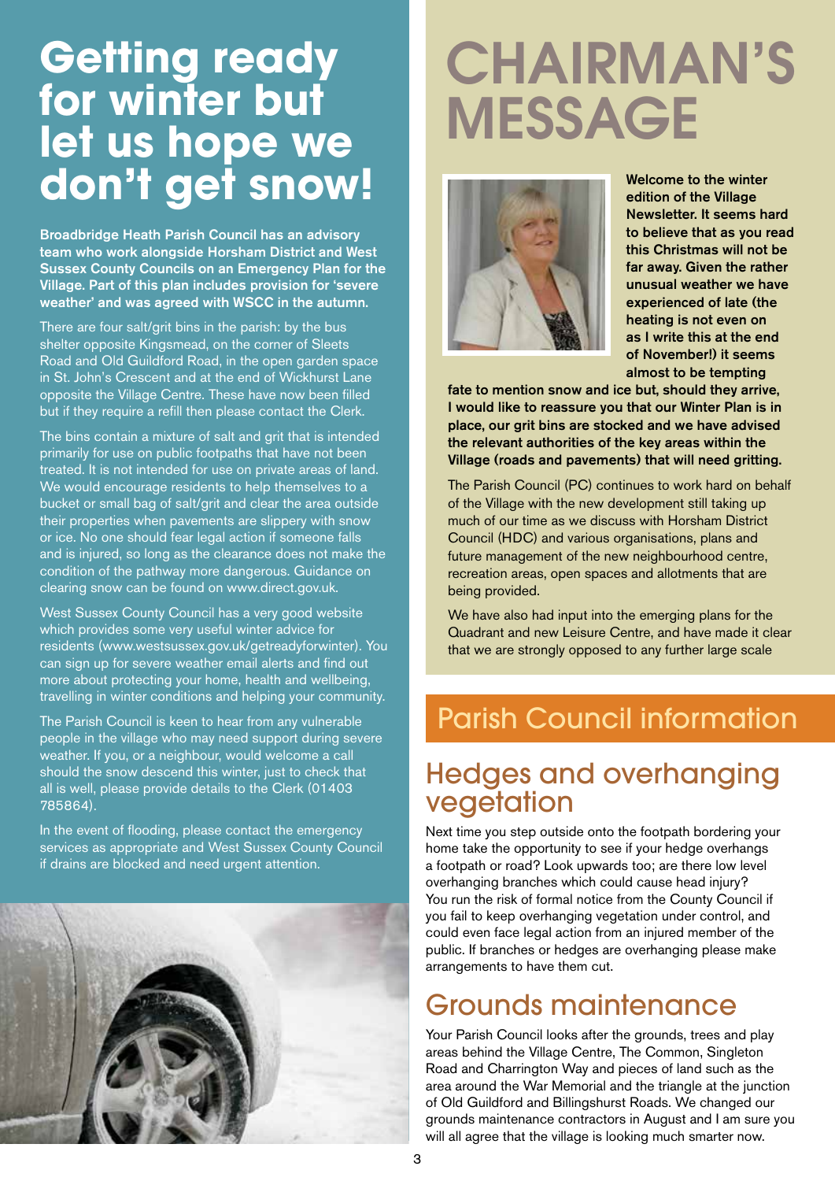# Getting ready for winter but let us hope we don't get snow!

**Broadbridge Heath Parish Council has an advisory team who work alongside Horsham District and West Sussex County Councils on an Emergency Plan for the Village. Part of this plan includes provision for 'severe weather' and was agreed with WSCC in the autumn.**

There are four salt/grit bins in the parish: by the bus shelter opposite Kingsmead, on the corner of Sleets Road and Old Guildford Road, in the open garden space in St. John's Crescent and at the end of Wickhurst Lane opposite the Village Centre. These have now been filled but if they require a refill then please contact the Clerk.

The bins contain a mixture of salt and grit that is intended primarily for use on public footpaths that have not been treated. It is not intended for use on private areas of land. We would encourage residents to help themselves to a bucket or small bag of salt/grit and clear the area outside their properties when pavements are slippery with snow or ice. No one should fear legal action if someone falls and is injured, so long as the clearance does not make the condition of the pathway more dangerous. Guidance on clearing snow can be found on www.direct.gov.uk.

West Sussex County Council has a very good website which provides some very useful winter advice for residents (www.westsussex.gov.uk/getreadyforwinter). You can sign up for severe weather email alerts and find out more about protecting your home, health and wellbeing, travelling in winter conditions and helping your community.

The Parish Council is keen to hear from any vulnerable people in the village who may need support during severe weather. If you, or a neighbour, would welcome a call should the snow descend this winter, just to check that all is well, please provide details to the Clerk (01403 785864).

In the event of flooding, please contact the emergency services as appropriate and West Sussex County Council if drains are blocked and need urgent attention.

# CHAIRMAN'S MESSAGE

**Welcome to the winter edition of the Village Newsletter. It seems hard to believe that as you read this Christmas will not be far away. Given the rather unusual weather we have experienced of late (the heating is not even on as I write this at the end of November!) it seems almost to be tempting fate to mention snow and ice but, should they arrive, I would like to reassure you that our Winter Plan is in place, our grit bins are stocked and we have advised the relevant authorities of the key areas within the Village (roads and pavements) that will need gritting.**

The Parish Council (PC) continues to work hard on behalf of the Village with the new development still taking up much of our time as we discuss with Horsham District Council (HDC) and various organisations, plans and future management of the new neighbourhood centre, recreation areas, open spaces and allotments that are being provided.

We have also had input into the emerging plans for the Quadrant and new Leisure Centre, and have made it clear that we are strongly opposed to any further large scale

# Parish Council information

## Hedges and overhanging vegetation

Next time you step outside onto the footpath bordering your home take the opportunity to see if your hedge overhangs a footpath or road? Look upwards too; are there low level overhanging branches which could cause head injury? You run the risk of formal notice from the County Council if you fail to keep overhanging vegetation under control, and could even face legal action from an injured member of the public. If branches or hedges are overhanging please make arrangements to have them cut.

## Grounds maintenance

Your Parish Council looks after the grounds, trees and play areas behind the Village Centre, The Common, Singleton Road and Charrington Way and pieces of land such as the area around the War Memorial and the triangle at the junction of Old Guildford and Billingshurst Roads. We changed our grounds maintenance contractors in August and I am sure you will all agree that the village is looking much smarter now.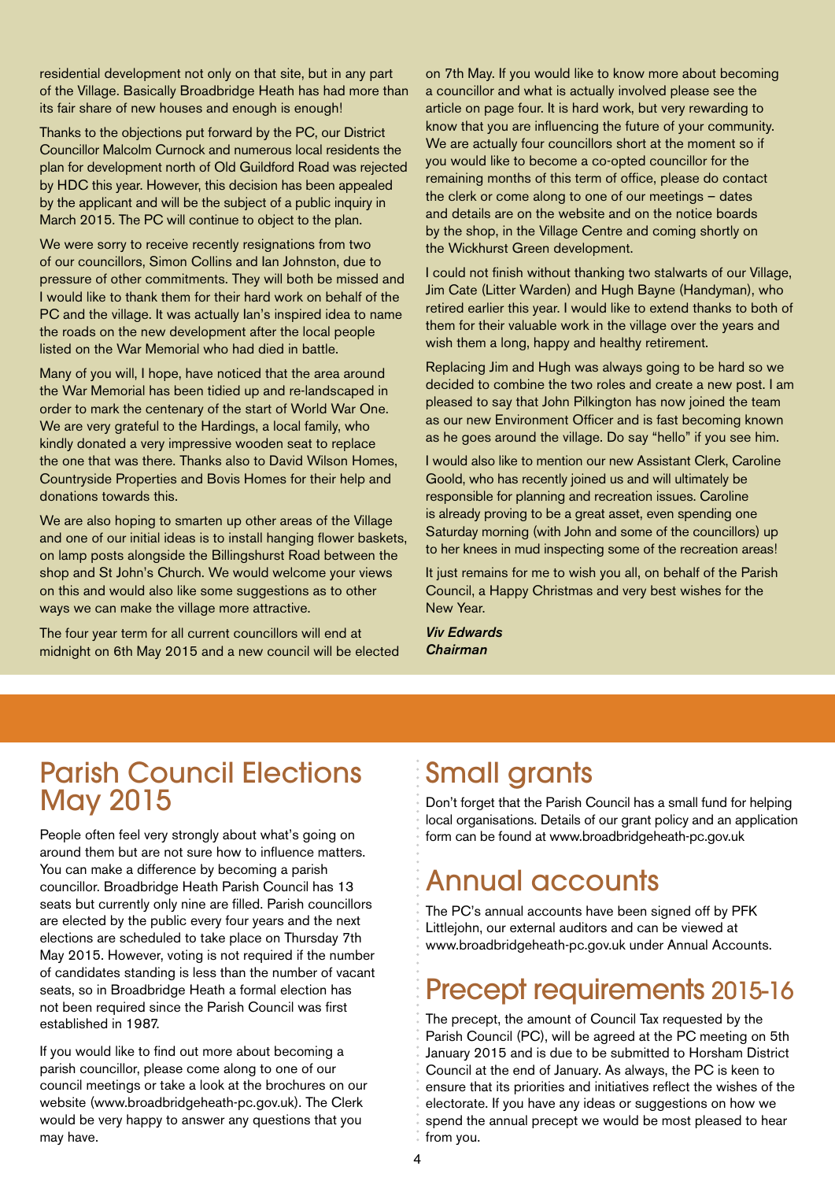residential development not only on that site, but in any part of the Village. Basically Broadbridge Heath has had more than its fair share of new houses and enough is enough!

Thanks to the objections put forward by the PC, our District Councillor Malcolm Curnock and numerous local residents the plan for development north of Old Guildford Road was rejected by HDC this year. However, this decision has been appealed by the applicant and will be the subject of a public inquiry in March 2015. The PC will continue to object to the plan.

We were sorry to receive recently resignations from two of our councillors, Simon Collins and Ian Johnston, due to pressure of other commitments. They will both be missed and I would like to thank them for their hard work on behalf of the PC and the village. It was actually Ian's inspired idea to name the roads on the new development after the local people listed on the War Memorial who had died in battle.

Many of you will, I hope, have noticed that the area around the War Memorial has been tidied up and re-landscaped in order to mark the centenary of the start of World War One. We are very grateful to the Hardings, a local family, who kindly donated a very impressive wooden seat to replace the one that was there. Thanks also to David Wilson Homes, Countryside Properties and Bovis Homes for their help and donations towards this.

We are also hoping to smarten up other areas of the Village and one of our initial ideas is to install hanging flower baskets, on lamp posts alongside the Billingshurst Road between the shop and St John's Church. We would welcome your views on this and would also like some suggestions as to other ways we can make the village more attractive.

The four year term for all current councillors will end at midnight on 6th May 2015 and a new council will be elected on 7th May. If you would like to know more about becoming a councillor and what is actually involved please see the article on page four. It is hard work, but very rewarding to know that you are influencing the future of your community. We are actually four councillors short at the moment so if you would like to become a co-opted councillor for the remaining months of this term of office, please do contact the clerk or come along to one of our meetings – dates and details are on the website and on the notice boards by the shop, in the Village Centre and coming shortly on the Wickhurst Green development.

I could not finish without thanking two stalwarts of our Village, Jim Cate (Litter Warden) and Hugh Bayne (Handyman), who retired earlier this year. I would like to extend thanks to both of them for their valuable work in the village over the years and wish them a long, happy and healthy retirement.

Replacing Jim and Hugh was always going to be hard so we decided to combine the two roles and create a new post. I am pleased to say that John Pilkington has now joined the team as our new Environment Officer and is fast becoming known as he goes around the village. Do say "hello" if you see him.

I would also like to mention our new Assistant Clerk, Caroline Goold, who has recently joined us and will ultimately be responsible for planning and recreation issues. Caroline is already proving to be a great asset, even spending one Saturday morning (with John and some of the councillors) up to her knees in mud inspecting some of the recreation areas!

It just remains for me to wish you all, on behalf of the Parish Council, a Happy Christmas and very best wishes for the New Year.

***Viv Edwards***
***Chairman***

# Parish Council Elections May 2015

People often feel very strongly about what's going on around them but are not sure how to influence matters. You can make a difference by becoming a parish councillor. Broadbridge Heath Parish Council has 13 seats but currently only nine are filled. Parish councillors are elected by the public every four years and the next elections are scheduled to take place on Thursday 7th May 2015. However, voting is not required if the number of candidates standing is less than the number of vacant seats, so in Broadbridge Heath a formal election has not been required since the Parish Council was first established in 1987.

If you would like to find out more about becoming a parish councillor, please come along to one of our council meetings or take a look at the brochures on our website (www.broadbridgeheath-pc.gov.uk). The Clerk would be very happy to answer any questions that you may have.

# Small grants

Don't forget that the Parish Council has a small fund for helping local organisations. Details of our grant policy and an application form can be found at www.broadbridgeheath-pc.gov.uk

# Annual accounts

The PC's annual accounts have been signed off by PFK Littlejohn, our external auditors and can be viewed at www.broadbridgeheath-pc.gov.uk under Annual Accounts.

# Precept requirements 2015-16

The precept, the amount of Council Tax requested by the Parish Council (PC), will be agreed at the PC meeting on 5th January 2015 and is due to be submitted to Horsham District Council at the end of January. As always, the PC is keen to ensure that its priorities and initiatives reflect the wishes of the electorate. If you have any ideas or suggestions on how we spend the annual precept we would be most pleased to hear from you.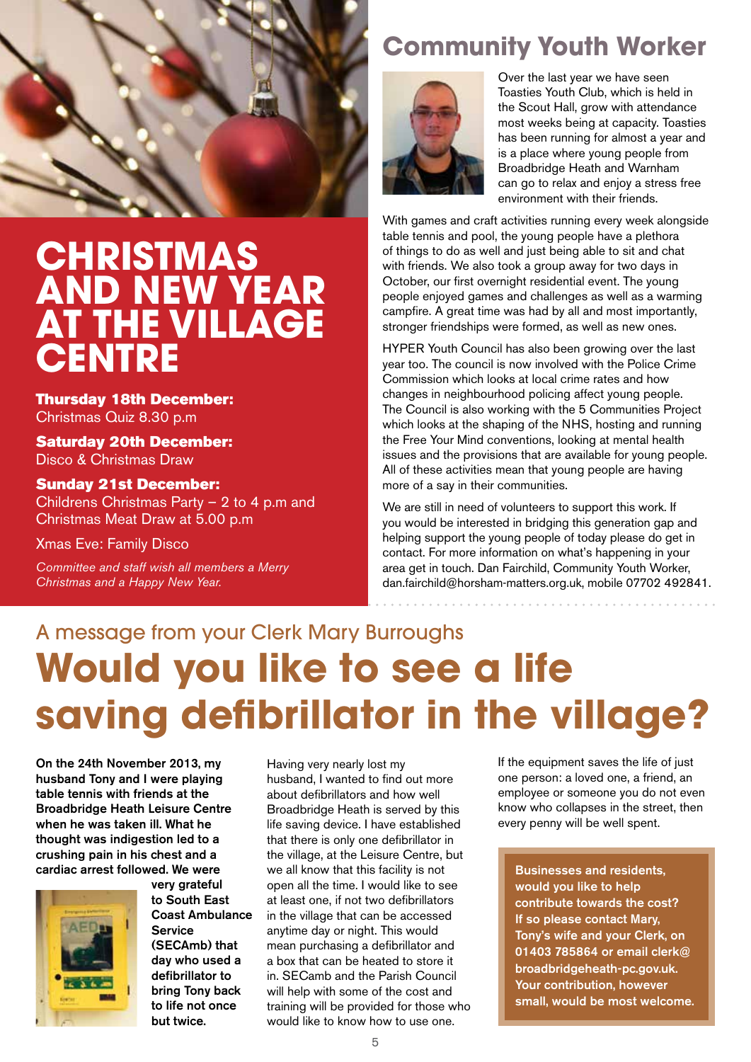# CHRISTMAS AND NEW YEAR AT THE VILLAGE CENTRE

**Thursday 18th December:**
Christmas Quiz 8.30 p.m

**Saturday 20th December:**
Disco & Christmas Draw

**Sunday 21st December:**
Childrens Christmas Party – 2 to 4 p.m and Christmas Meat Draw at 5.00 p.m

Xmas Eve: Family Disco

*Committee and staff wish all members a Merry Christmas and a Happy New Year.*

# Community Youth Worker

Over the last year we have seen Toasties Youth Club, which is held in the Scout Hall, grow with attendance most weeks being at capacity. Toasties has been running for almost a year and is a place where young people from Broadbridge Heath and Warnham can go to relax and enjoy a stress free environment with their friends.

With games and craft activities running every week alongside table tennis and pool, the young people have a plethora of things to do as well and just being able to sit and chat with friends. We also took a group away for two days in October, our first overnight residential event. The young people enjoyed games and challenges as well as a warming campfire. A great time was had by all and most importantly, stronger friendships were formed, as well as new ones.

HYPER Youth Council has also been growing over the last year too. The council is now involved with the Police Crime Commission which looks at local crime rates and how changes in neighbourhood policing affect young people. The Council is also working with the 5 Communities Project which looks at the shaping of the NHS, hosting and running the Free Your Mind conventions, looking at mental health issues and the provisions that are available for young people. All of these activities mean that young people are having more of a say in their communities.

We are still in need of volunteers to support this work. If you would be interested in bridging this generation gap and helping support the young people of today please do get in contact. For more information on what's happening in your area get in touch. Dan Fairchild, Community Youth Worker, dan.fairchild@horsham-matters.org.uk, mobile 07702 492841.

## A message from your Clerk Mary Burroughs

# Would you like to see a life saving defibrillator in the village?

**On the 24th November 2013, my husband Tony and I were playing table tennis with friends at the Broadbridge Heath Leisure Centre when he was taken ill. What he thought was indigestion led to a crushing pain in his chest and a cardiac arrest followed. We were very grateful to South East Coast Ambulance Service (SECAmb) that day who used a defibrillator to bring Tony back to life not once but twice.**

Having very nearly lost my husband, I wanted to find out more about defibrillators and how well Broadbridge Heath is served by this life saving device. I have established that there is only one defibrillator in the village, at the Leisure Centre, but we all know that this facility is not open all the time. I would like to see at least one, if not two defibrillators in the village that can be accessed anytime day or night. This would mean purchasing a defibrillator and a box that can be heated to store it in. SECamb and the Parish Council will help with some of the cost and training will be provided for those who would like to know how to use one.

If the equipment saves the life of just one person: a loved one, a friend, an employee or someone you do not even know who collapses in the street, then every penny will be well spent.

**Businesses and residents, would you like to help contribute towards the cost? If so please contact Mary, Tony's wife and your Clerk, on 01403 785864 or email clerk@broadbridgeheath-pc.gov.uk. Your contribution, however small, would be most welcome.**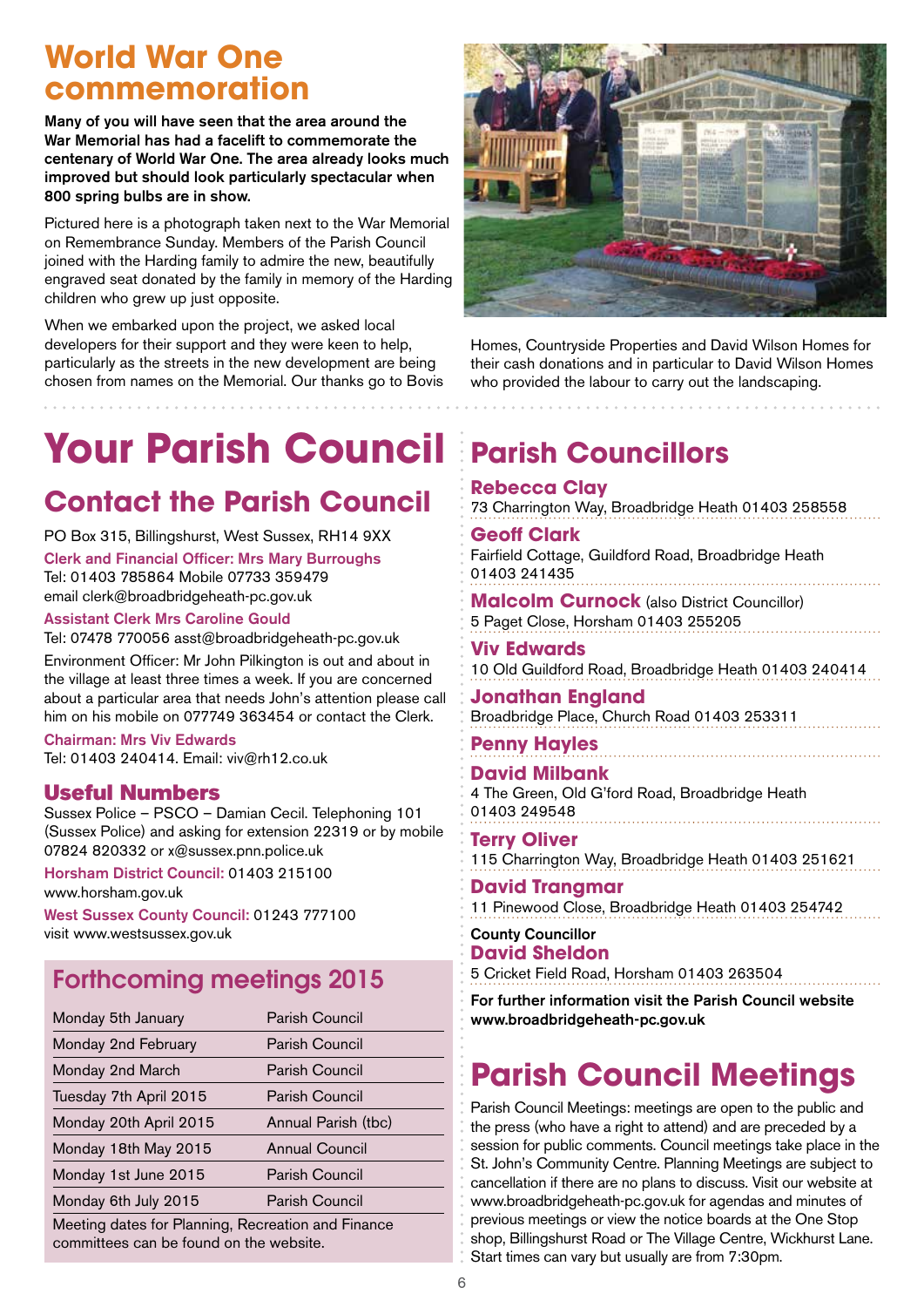# World War One commemoration

**Many of you will have seen that the area around the War Memorial has had a facelift to commemorate the centenary of World War One. The area already looks much improved but should look particularly spectacular when 800 spring bulbs are in show.**

Pictured here is a photograph taken next to the War Memorial on Remembrance Sunday. Members of the Parish Council joined with the Harding family to admire the new, beautifully engraved seat donated by the family in memory of the Harding children who grew up just opposite.

When we embarked upon the project, we asked local developers for their support and they were keen to help, particularly as the streets in the new development are being chosen from names on the Memorial. Our thanks go to Bovis Homes, Countryside Properties and David Wilson Homes for their cash donations and in particular to David Wilson Homes who provided the labour to carry out the landscaping.

# Your Parish Council

## Contact the Parish Council

PO Box 315, Billingshurst, West Sussex, RH14 9XX

**Clerk and Financial Officer: Mrs Mary Burroughs**
Tel: 01403 785864 Mobile 07733 359479
email clerk@broadbridgeheath-pc.gov.uk

**Assistant Clerk Mrs Caroline Gould**
Tel: 07478 770056 asst@broadbridgeheath-pc.gov.uk

Environment Officer: Mr John Pilkington is out and about in the village at least three times a week. If you are concerned about a particular area that needs John's attention please call him on his mobile on 077749 363454 or contact the Clerk.

**Chairman: Mrs Viv Edwards**
Tel: 01403 240414. Email: viv@rh12.co.uk

### Useful Numbers

Sussex Police – PSCO – Damian Cecil. Telephoning 101 (Sussex Police) and asking for extension 22319 or by mobile 07824 820332 or x@sussex.pnn.police.uk

**Horsham District Council:** 01403 215100
www.horsham.gov.uk

**West Sussex County Council:** 01243 777100
visit www.westsussex.gov.uk

## Forthcoming meetings 2015

| | |
|---|---|
| Monday 5th January | Parish Council |
| Monday 2nd February | Parish Council |
| Monday 2nd March | Parish Council |
| Tuesday 7th April 2015 | Parish Council |
| Monday 20th April 2015 | Annual Parish (tbc) |
| Monday 18th May 2015 | Annual Council |
| Monday 1st June 2015 | Parish Council |
| Monday 6th July 2015 | Parish Council |

Meeting dates for Planning, Recreation and Finance committees can be found on the website.

## Parish Councillors

**Rebecca Clay**
73 Charrington Way, Broadbridge Heath 01403 258558

**Geoff Clark**
Fairfield Cottage, Guildford Road, Broadbridge Heath 01403 241435

**Malcolm Curnock** (also District Councillor)
5 Paget Close, Horsham 01403 255205

**Viv Edwards**
10 Old Guildford Road, Broadbridge Heath 01403 240414

**Jonathan England**
Broadbridge Place, Church Road 01403 253311

**Penny Hayles**

**David Milbank**
4 The Green, Old G'ford Road, Broadbridge Heath 01403 249548

**Terry Oliver**
115 Charrington Way, Broadbridge Heath 01403 251621

**David Trangmar**
11 Pinewood Close, Broadbridge Heath 01403 254742

County Councillor
**David Sheldon**
5 Cricket Field Road, Horsham 01403 263504

**For further information visit the Parish Council website www.broadbridgeheath-pc.gov.uk**

# Parish Council Meetings

Parish Council Meetings: meetings are open to the public and the press (who have a right to attend) and are preceded by a session for public comments. Council meetings take place in the St. John's Community Centre. Planning Meetings are subject to cancellation if there are no plans to discuss. Visit our website at www.broadbridgeheath-pc.gov.uk for agendas and minutes of previous meetings or view the notice boards at the One Stop shop, Billingshurst Road or The Village Centre, Wickhurst Lane. Start times can vary but usually are from 7:30pm.